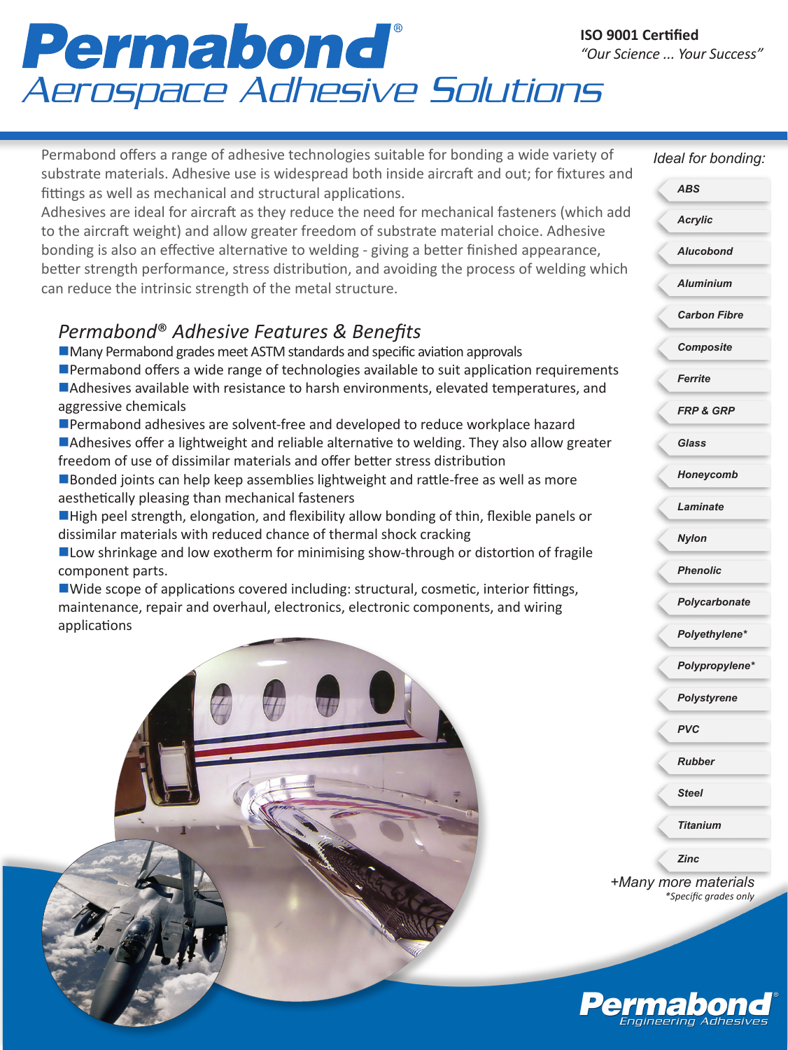# Permabond®

## Aerospace Adhesive Solutions

**ISO 9001 Certified**
*"Our Science ... Your Success"*

Permabond offers a range of adhesive technologies suitable for bonding a wide variety of substrate materials. Adhesive use is widespread both inside aircraft and out; for fixtures and fittings as well as mechanical and structural applications.
Adhesives are ideal for aircraft as they reduce the need for mechanical fasteners (which add to the aircraft weight) and allow greater freedom of substrate material choice. Adhesive bonding is also an effective alternative to welding - giving a better finished appearance, better strength performance, stress distribution, and avoiding the process of welding which can reduce the intrinsic strength of the metal structure.

### *Permabond® Adhesive Features & Benefits*

- Many Permabond grades meet ASTM standards and specific aviation approvals
- Permabond offers a wide range of technologies available to suit application requirements
- Adhesives available with resistance to harsh environments, elevated temperatures, and aggressive chemicals
- Permabond adhesives are solvent-free and developed to reduce workplace hazard
- Adhesives offer a lightweight and reliable alternative to welding. They also allow greater freedom of use of dissimilar materials and offer better stress distribution
- Bonded joints can help keep assemblies lightweight and rattle-free as well as more aesthetically pleasing than mechanical fasteners
- High peel strength, elongation, and flexibility allow bonding of thin, flexible panels or dissimilar materials with reduced chance of thermal shock cracking
- Low shrinkage and low exotherm for minimising show-through or distortion of fragile component parts.
- Wide scope of applications covered including: structural, cosmetic, interior fittings, maintenance, repair and overhaul, electronics, electronic components, and wiring applications

*Ideal for bonding:*

- ***ABS***
- ***Acrylic***
- ***Alucobond***
- ***Aluminium***
- ***Carbon Fibre***
- ***Composite***
- ***Ferrite***
- ***FRP & GRP***
- ***Glass***
- ***Honeycomb***
- ***Laminate***
- ***Nylon***
- ***Phenolic***
- ***Polycarbonate***
- ***Polyethylene****
- ***Polypropylene****
- ***Polystyrene***
- ***PVC***
- ***Rubber***
- ***Steel***
- ***Titanium***
- ***Zinc***

*+Many more materials*

**Specific grades only*

**Permabond®**
*Engineering Adhesives*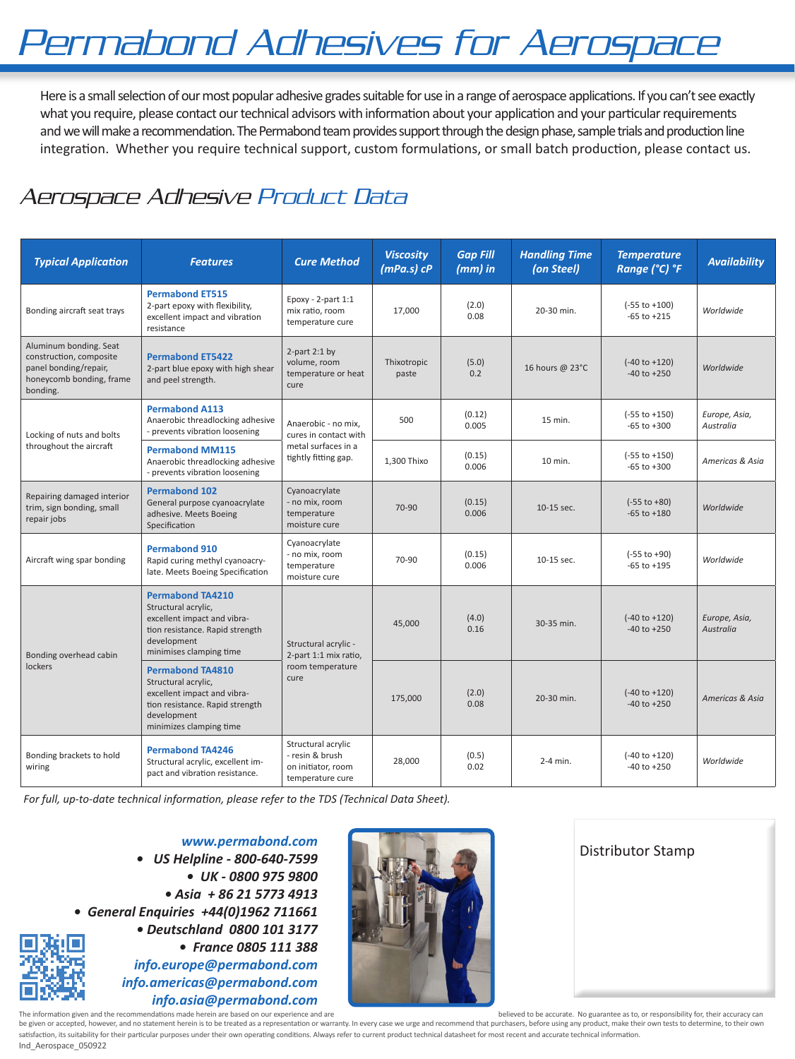# Permabond Adhesives for Aerospace

Here is a small selection of our most popular adhesive grades suitable for use in a range of aerospace applications. If you can't see exactly what you require, please contact our technical advisors with information about your application and your particular requirements and we will make a recommendation. The Permabond team provides support through the design phase, sample trials and production line integration. Whether you require technical support, custom formulations, or small batch production, please contact us.

## Aerospace Adhesive Product Data

| Typical Application | Features | Cure Method | Viscosity (mPa.s) cP | Gap Fill (mm) in | Handling Time (on Steel) | Temperature Range (°C) °F | Availability |
|---|---|---|---|---|---|---|---|
| Bonding aircraft seat trays | **Permabond ET515** 2-part epoxy with flexibility, excellent impact and vibration resistance | Epoxy - 2-part 1:1 mix ratio, room temperature cure | 17,000 | (2.0) 0.08 | 20-30 min. | (-55 to +100) -65 to +215 | *Worldwide* |
| Aluminum bonding. Seat construction, composite panel bonding/repair, honeycomb bonding, frame bonding. | **Permabond ET5422** 2-part blue epoxy with high shear and peel strength. | 2-part 2:1 by volume, room temperature or heat cure | Thixotropic paste | (5.0) 0.2 | 16 hours @ 23°C | (-40 to +120) -40 to +250 | *Worldwide* |
| Locking of nuts and bolts throughout the aircraft | **Permabond A113** Anaerobic threadlocking adhesive - prevents vibration loosening | Anaerobic - no mix, cures in contact with metal surfaces in a tightly fitting gap. | 500 | (0.12) 0.005 | 15 min. | (-55 to +150) -65 to +300 | *Europe, Asia, Australia* |
| | **Permabond MM115** Anaerobic threadlocking adhesive - prevents vibration loosening | | 1,300 Thixo | (0.15) 0.006 | 10 min. | (-55 to +150) -65 to +300 | *Americas & Asia* |
| Repairing damaged interior trim, sign bonding, small repair jobs | **Permabond 102** General purpose cyanoacrylate adhesive. Meets Boeing Specification | Cyanoacrylate - no mix, room temperature moisture cure | 70-90 | (0.15) 0.006 | 10-15 sec. | (-55 to +80) -65 to +180 | *Worldwide* |
| Aircraft wing spar bonding | **Permabond 910** Rapid curing methyl cyanoacrylate. Meets Boeing Specification | Cyanoacrylate - no mix, room temperature moisture cure | 70-90 | (0.15) 0.006 | 10-15 sec. | (-55 to +90) -65 to +195 | *Worldwide* |
| Bonding overhead cabin lockers | **Permabond TA4210** Structural acrylic, excellent impact and vibration resistance. Rapid strength development minimises clamping time | Structural acrylic - 2-part 1:1 mix ratio, room temperature cure | 45,000 | (4.0) 0.16 | 30-35 min. | (-40 to +120) -40 to +250 | *Europe, Asia, Australia* |
| | **Permabond TA4810** Structural acrylic, excellent impact and vibration resistance. Rapid strength development minimizes clamping time | | 175,000 | (2.0) 0.08 | 20-30 min. | (-40 to +120) -40 to +250 | *Americas & Asia* |
| Bonding brackets to hold wiring | **Permabond TA4246** Structural acrylic, excellent impact and vibration resistance. | Structural acrylic - resin & brush on initiator, room temperature cure | 28,000 | (0.5) 0.02 | 2-4 min. | (-40 to +120) -40 to +250 | *Worldwide* |

*For full, up-to-date technical information, please refer to the TDS (Technical Data Sheet).*

***www.permabond.com***
- ***US Helpline - 800-640-7599***
- ***UK - 0800 975 9800***
- ***Asia + 86 21 5773 4913***
- ***General Enquiries +44(0)1962 711661***
- ***Deutschland 0800 101 3177***
- ***France 0805 111 388***

***info.europe@permabond.com***
***info.americas@permabond.com***
***info.asia@permabond.com***

Distributor Stamp

The information given and the recommendations made herein are based on our experience and are believed to be accurate. No guarantee as to, or responsibility for, their accuracy can be given or accepted, however, and no statement herein is to be treated as a representation or warranty. In every case we urge and recommend that purchasers, before using any product, make their own tests to determine, to their own satisfaction, its suitability for their particular purposes under their own operating conditions. Always refer to current product technical datasheet for most recent and accurate technical information.

Ind_Aerospace_050922